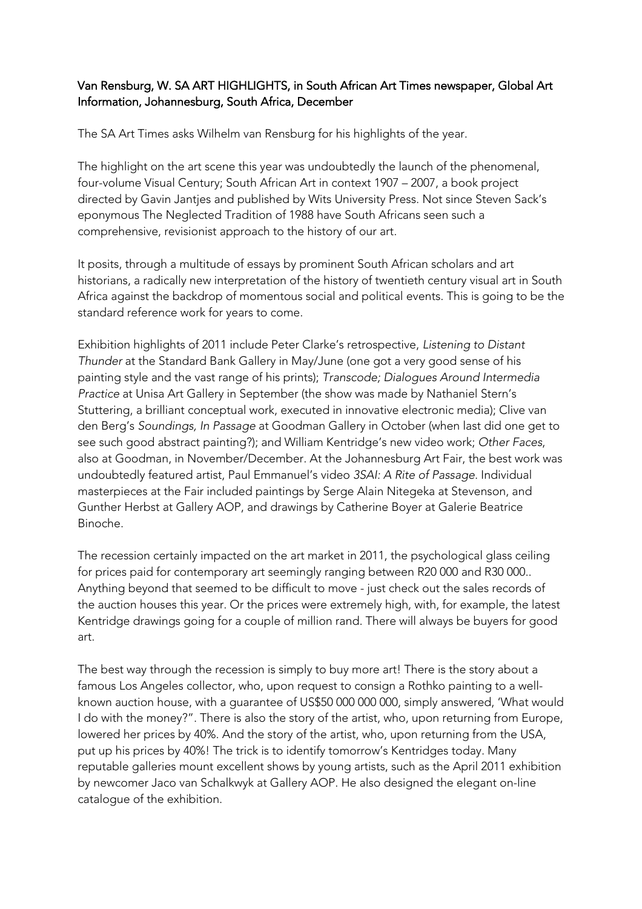Van Rensburg, W. SA ART HIGHLIGHTS, in South African Art Times newspaper, Global Art Information, Johannesburg, South Africa, December

The SA Art Times asks Wilhelm van Rensburg for his highlights of the year.

The highlight on the art scene this year was undoubtedly the launch of the phenomenal, four-volume Visual Century; South African Art in context 1907 – 2007, a book project directed by Gavin Jantjes and published by Wits University Press. Not since Steven Sack's eponymous The Neglected Tradition of 1988 have South Africans seen such a comprehensive, revisionist approach to the history of our art.

It posits, through a multitude of essays by prominent South African scholars and art historians, a radically new interpretation of the history of twentieth century visual art in South Africa against the backdrop of momentous social and political events. This is going to be the standard reference work for years to come.

Exhibition highlights of 2011 include Peter Clarke's retrospective, *Listening to Distant Thunder* at the Standard Bank Gallery in May/June (one got a very good sense of his painting style and the vast range of his prints); *Transcode; Dialogues Around Intermedia Practice* at Unisa Art Gallery in September (the show was made by Nathaniel Stern's Stuttering, a brilliant conceptual work, executed in innovative electronic media); Clive van den Berg's *Soundings, In Passage* at Goodman Gallery in October (when last did one get to see such good abstract painting?); and William Kentridge's new video work; *Other Faces*, also at Goodman, in November/December. At the Johannesburg Art Fair, the best work was undoubtedly featured artist, Paul Emmanuel's video *3SAI: A Rite of Passage*. Individual masterpieces at the Fair included paintings by Serge Alain Nitegeka at Stevenson, and Gunther Herbst at Gallery AOP, and drawings by Catherine Boyer at Galerie Beatrice Binoche.

The recession certainly impacted on the art market in 2011, the psychological glass ceiling for prices paid for contemporary art seemingly ranging between R20 000 and R30 000.. Anything beyond that seemed to be difficult to move - just check out the sales records of the auction houses this year. Or the prices were extremely high, with, for example, the latest Kentridge drawings going for a couple of million rand. There will always be buyers for good art.

The best way through the recession is simply to buy more art! There is the story about a famous Los Angeles collector, who, upon request to consign a Rothko painting to a well-known auction house, with a guarantee of US$50 000 000 000, simply answered, 'What would I do with the money?". There is also the story of the artist, who, upon returning from Europe, lowered her prices by 40%. And the story of the artist, who, upon returning from the USA, put up his prices by 40%! The trick is to identify tomorrow's Kentridges today. Many reputable galleries mount excellent shows by young artists, such as the April 2011 exhibition by newcomer Jaco van Schalkwyk at Gallery AOP. He also designed the elegant on-line catalogue of the exhibition.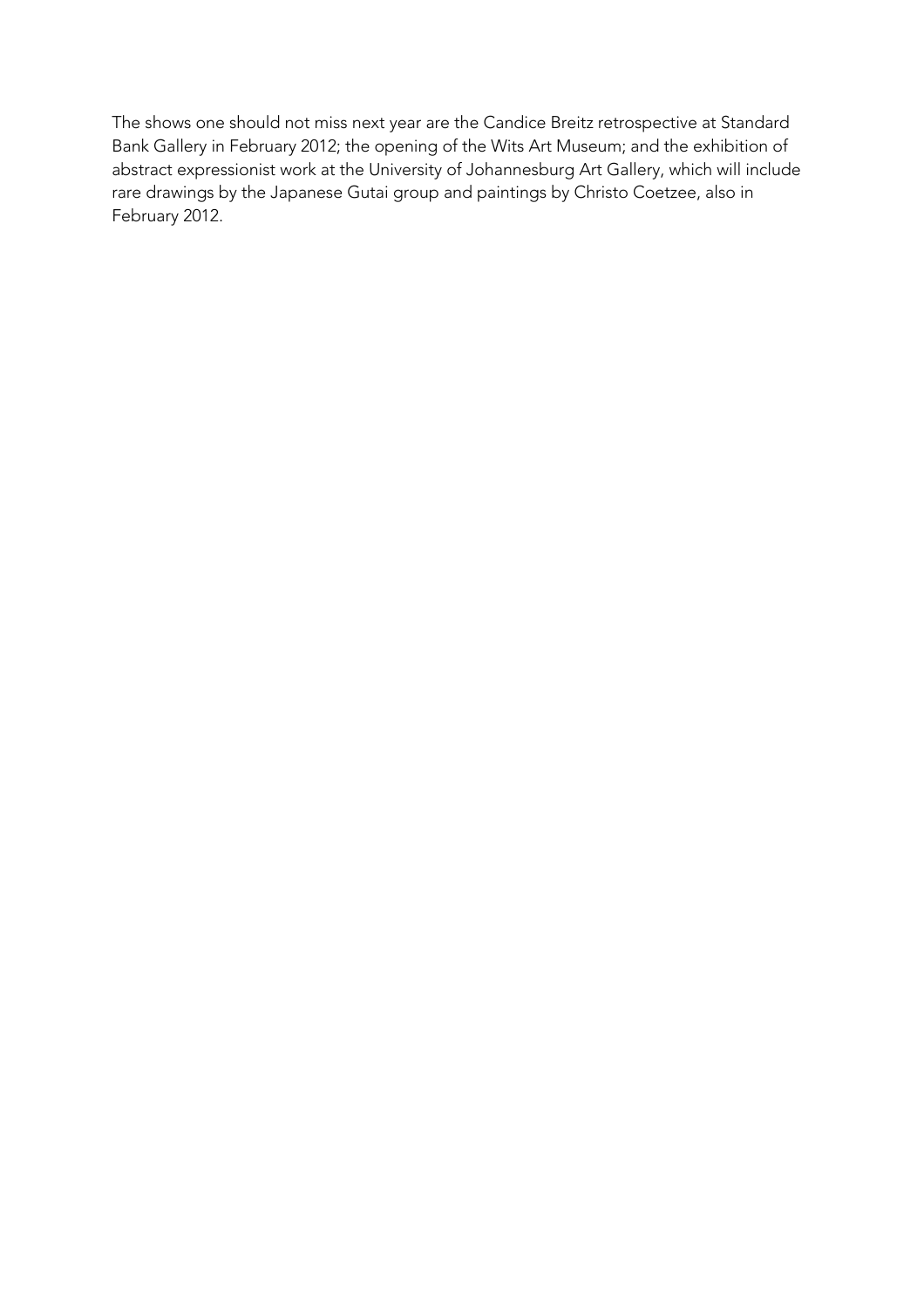The shows one should not miss next year are the Candice Breitz retrospective at Standard Bank Gallery in February 2012; the opening of the Wits Art Museum; and the exhibition of abstract expressionist work at the University of Johannesburg Art Gallery, which will include rare drawings by the Japanese Gutai group and paintings by Christo Coetzee, also in February 2012.